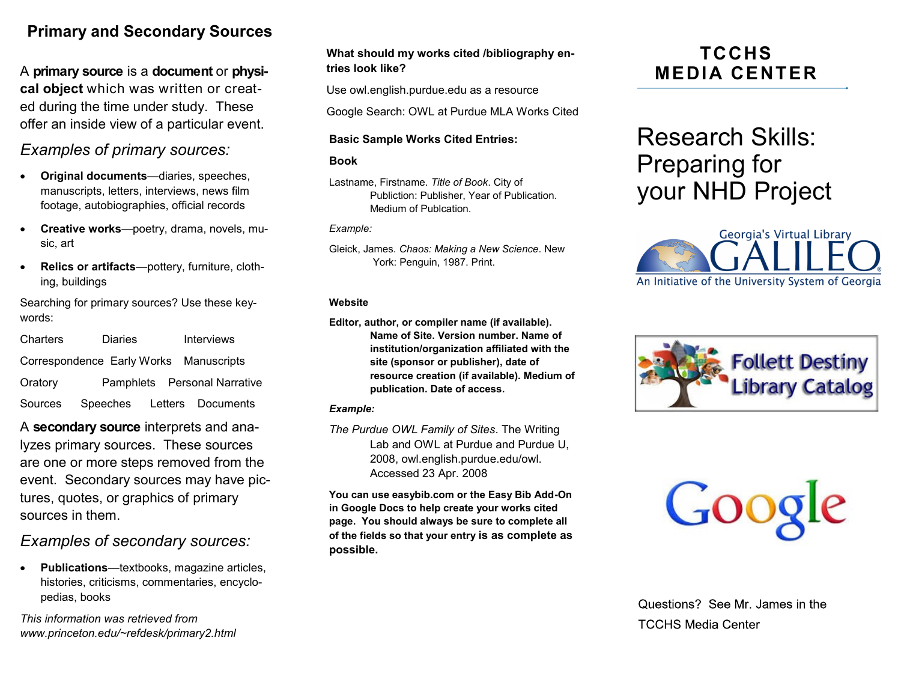## Primary and Secondary Sources

A **primary source** is a **document** or **physical object** which was written or created during the time under study. These offer an inside view of a particular event.

*Examples of primary sources:*

- **Original documents**—diaries, speeches, manuscripts, letters, interviews, news film footage, autobiographies, official records
- **Creative works**—poetry, drama, novels, music, art
- **Relics or artifacts**—pottery, furniture, clothing, buildings

Searching for primary sources? Use these keywords:

Charters  Diaries  Interviews

Correspondence  Early Works  Manuscripts

Oratory  Pamphlets  Personal Narrative

Sources  Speeches  Letters  Documents

A **secondary source** interprets and analyzes primary sources. These sources are one or more steps removed from the event. Secondary sources may have pictures, quotes, or graphics of primary sources in them.

*Examples of secondary sources:*

- **Publications**—textbooks, magazine articles, histories, criticisms, commentaries, encyclopedias, books

*This information was retrieved from www.princeton.edu/~refdesk/primary2.html*

**What should my works cited /bibliography entries look like?**

Use owl.english.purdue.edu as a resource

Google Search: OWL at Purdue MLA Works Cited

**Basic Sample Works Cited Entries:**

**Book**

Lastname, Firstname. *Title of Book*. City of Publiction: Publisher, Year of Publication. Medium of Publcation.

*Example:*

Gleick, James. *Chaos: Making a New Science*. New York: Penguin, 1987. Print.

**Website**

**Editor, author, or compiler name (if available). Name of Site. Version number. Name of institution/organization affiliated with the site (sponsor or publisher), date of resource creation (if available). Medium of publication. Date of access.**

***Example:***

*The Purdue OWL Family of Sites*. The Writing Lab and OWL at Purdue and Purdue U, 2008, owl.english.purdue.edu/owl. Accessed 23 Apr. 2008

**You can use easybib.com or the Easy Bib Add-On in Google Docs to help create your works cited page. You should always be sure to complete all of the fields so that your entry is as complete as possible.**

# TCCHS MEDIA CENTER

# Research Skills: Preparing for your NHD Project

Georgia's Virtual Library GALILEO — An Initiative of the University System of Georgia

Follett Destiny Library Catalog

Google

Questions? See Mr. James in the TCCHS Media Center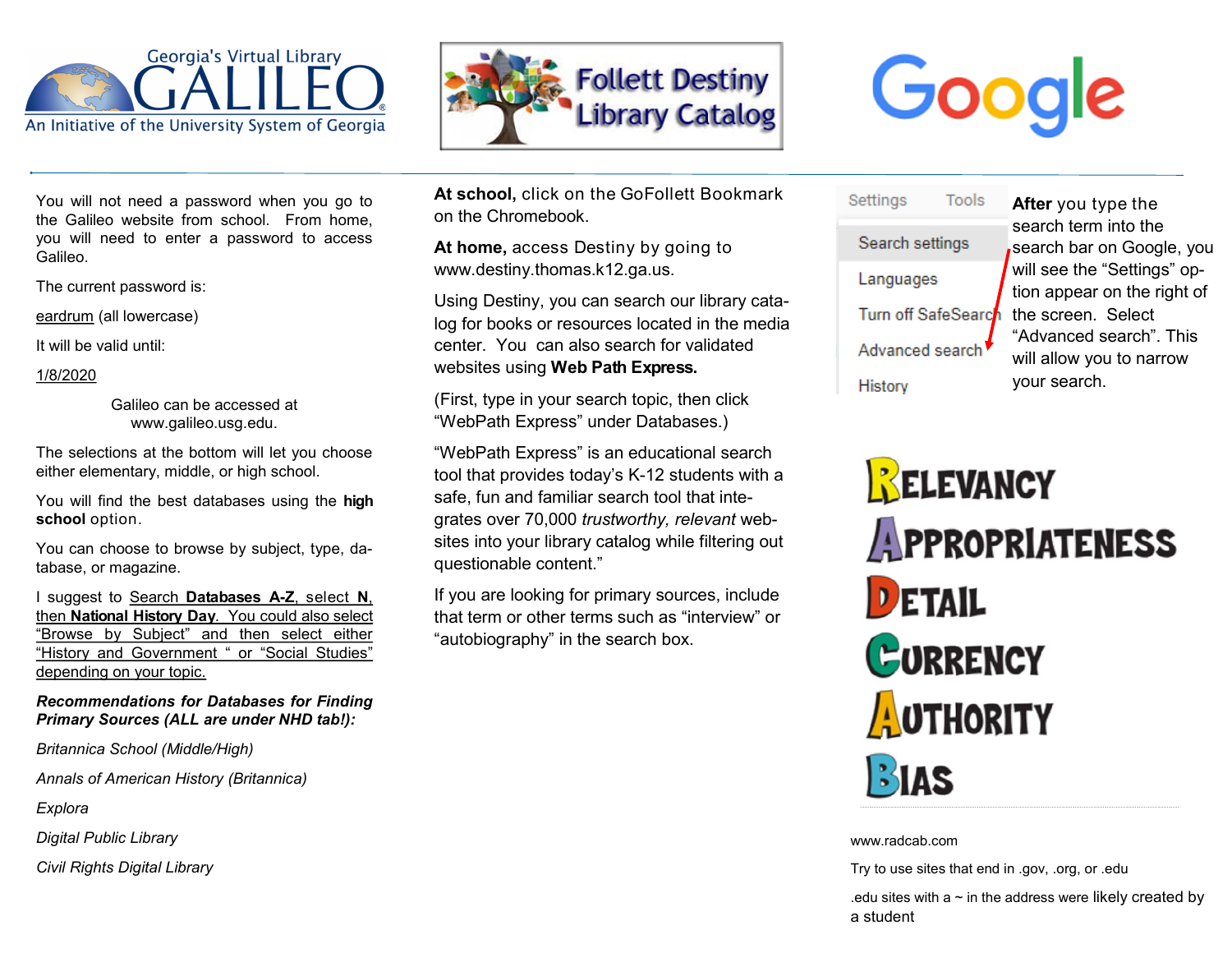Georgia's Virtual Library GALILEO An Initiative of the University System of Georgia

Follett Destiny Library Catalog

Google

You will not need a password when you go to the Galileo website from school. From home, you will need to enter a password to access Galileo.

The current password is:

eardrum (all lowercase)

It will be valid until:

1/8/2020

Galileo can be accessed at www.galileo.usg.edu.

The selections at the bottom will let you choose either elementary, middle, or high school.

You will find the best databases using the **high school** option.

You can choose to browse by subject, type, database, or magazine.

I suggest to Search **Databases A-Z**, select **N**, then **National History Day**. You could also select "Browse by Subject" and then select either "History and Government " or "Social Studies" depending on your topic.

***Recommendations for Databases for Finding Primary Sources (ALL are under NHD tab!):***

*Britannica School (Middle/High)*

*Annals of American History (Britannica)*

*Explora*

*Digital Public Library*

*Civil Rights Digital Library*

**At school,** click on the GoFollett Bookmark on the Chromebook.

**At home,** access Destiny by going to www.destiny.thomas.k12.ga.us.

Using Destiny, you can search our library catalog for books or resources located in the media center. You can also search for validated websites using **Web Path Express.**

(First, type in your search topic, then click "WebPath Express" under Databases.)

"WebPath Express" is an educational search tool that provides today's K-12 students with a safe, fun and familiar search tool that integrates over 70,000 *trustworthy, relevant* websites into your library catalog while filtering out questionable content."

If you are looking for primary sources, include that term or other terms such as "interview" or "autobiography" in the search box.

Settings Tools

Search settings

Languages

Turn off SafeSearch

Advanced search

History

**After** you type the search term into the search bar on Google, you will see the "Settings" option appear on the right of the screen. Select "Advanced search". This will allow you to narrow your search.

RELEVANCY

APPROPRIATENESS

DETAIL

CURRENCY

AUTHORITY

BIAS

www.radcab.com

Try to use sites that end in .gov, .org, or .edu

.edu sites with a ~ in the address were likely created by a student